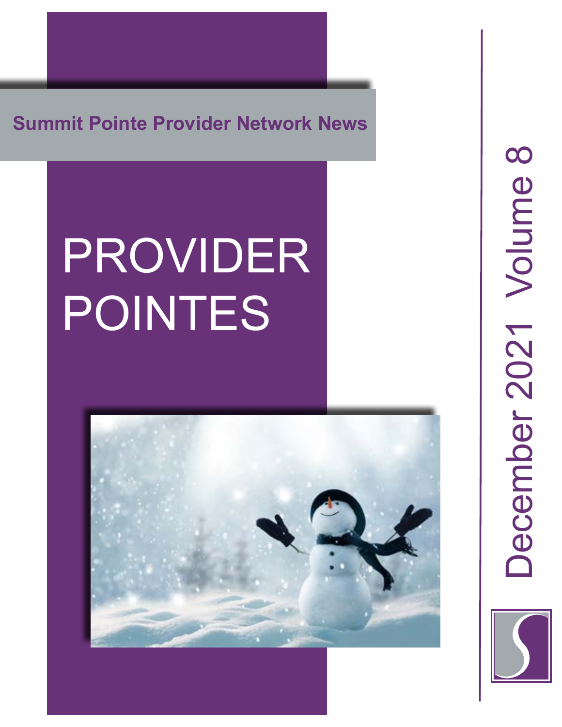**Summit Pointe Provider Network News**

# PROVIDER POINTES

December 2021 Volume 8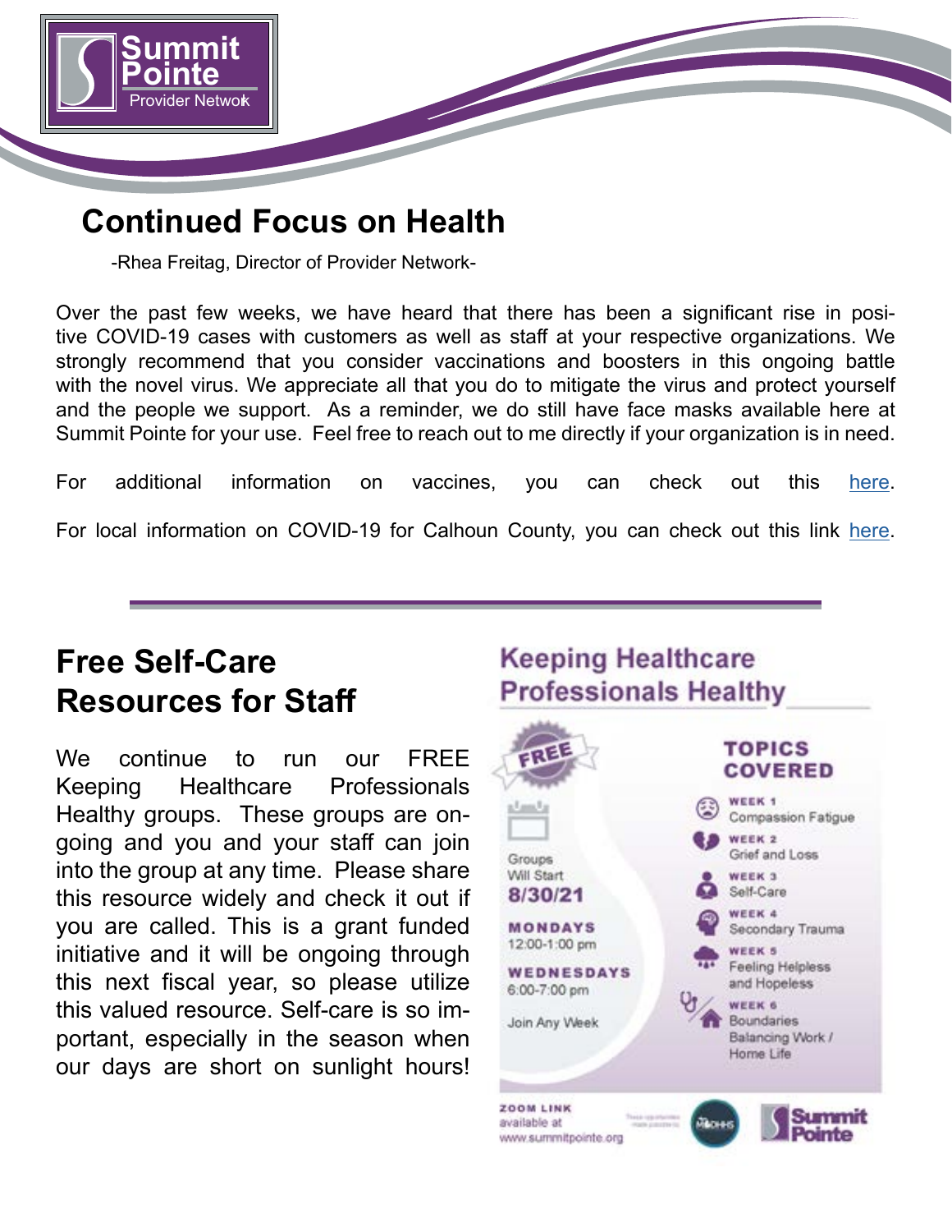## Continued Focus on Health

-Rhea Freitag, Director of Provider Network-

Over the past few weeks, we have heard that there has been a significant rise in positive COVID-19 cases with customers as well as staff at your respective organizations. We strongly recommend that you consider vaccinations and boosters in this ongoing battle with the novel virus. We appreciate all that you do to mitigate the virus and protect yourself and the people we support. As a reminder, we do still have face masks available here at Summit Pointe for your use. Feel free to reach out to me directly if your organization is in need.

For additional information on vaccines, you can check out this here.

For local information on COVID-19 for Calhoun County, you can check out this link here.

---

## Free Self-Care Resources for Staff

We continue to run our FREE Keeping Healthcare Professionals Healthy groups. These groups are ongoing and you and your staff can join into the group at any time. Please share this resource widely and check it out if you are called. This is a grant funded initiative and it will be ongoing through this next fiscal year, so please utilize this valued resource. Self-care is so important, especially in the season when our days are short on sunlight hours!

### Keeping Healthcare Professionals Healthy

FREE

Groups Will Start **8/30/21**

**MONDAYS**
12:00-1:00 pm

**WEDNESDAYS**
6:00-7:00 pm

Join Any Week

**TOPICS COVERED**

- **WEEK 1** Compassion Fatigue
- **WEEK 2** Grief and Loss
- **WEEK 3** Self-Care
- **WEEK 4** Secondary Trauma
- **WEEK 5** Feeling Helpless and Hopeless
- **WEEK 6** Boundaries Balancing Work / Home Life

**ZOOM LINK** available at www.summitpointe.org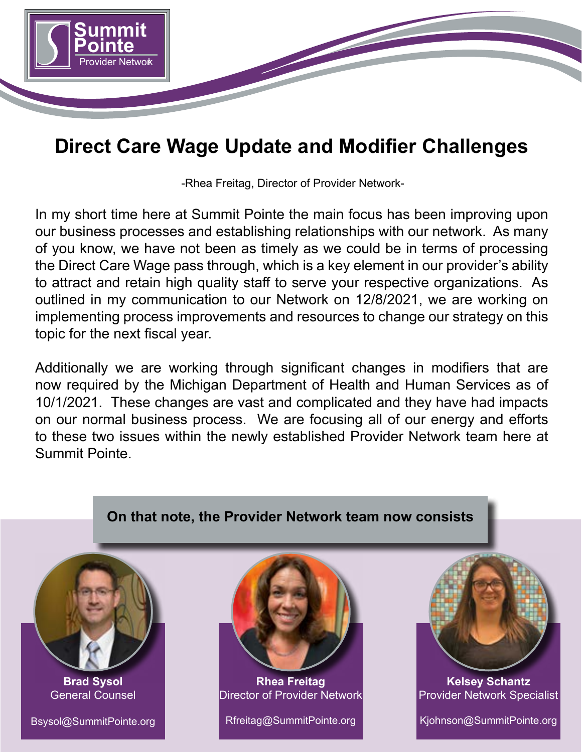Summit Pointe
Provider Network

# Direct Care Wage Update and Modifier Challenges

-Rhea Freitag, Director of Provider Network-

In my short time here at Summit Pointe the main focus has been improving upon our business processes and establishing relationships with our network. As many of you know, we have not been as timely as we could be in terms of processing the Direct Care Wage pass through, which is a key element in our provider's ability to attract and retain high quality staff to serve your respective organizations. As outlined in my communication to our Network on 12/8/2021, we are working on implementing process improvements and resources to change our strategy on this topic for the next fiscal year.

Additionally we are working through significant changes in modifiers that are now required by the Michigan Department of Health and Human Services as of 10/1/2021. These changes are vast and complicated and they have had impacts on our normal business process. We are focusing all of our energy and efforts to these two issues within the newly established Provider Network team here at Summit Pointe.

**On that note, the Provider Network team now consists**

**Brad Sysol**
General Counsel
Bsysol@SummitPointe.org

**Rhea Freitag**
Director of Provider Network
Rfreitag@SummitPointe.org

**Kelsey Schantz**
Provider Network Specialist
Kjohnson@SummitPointe.org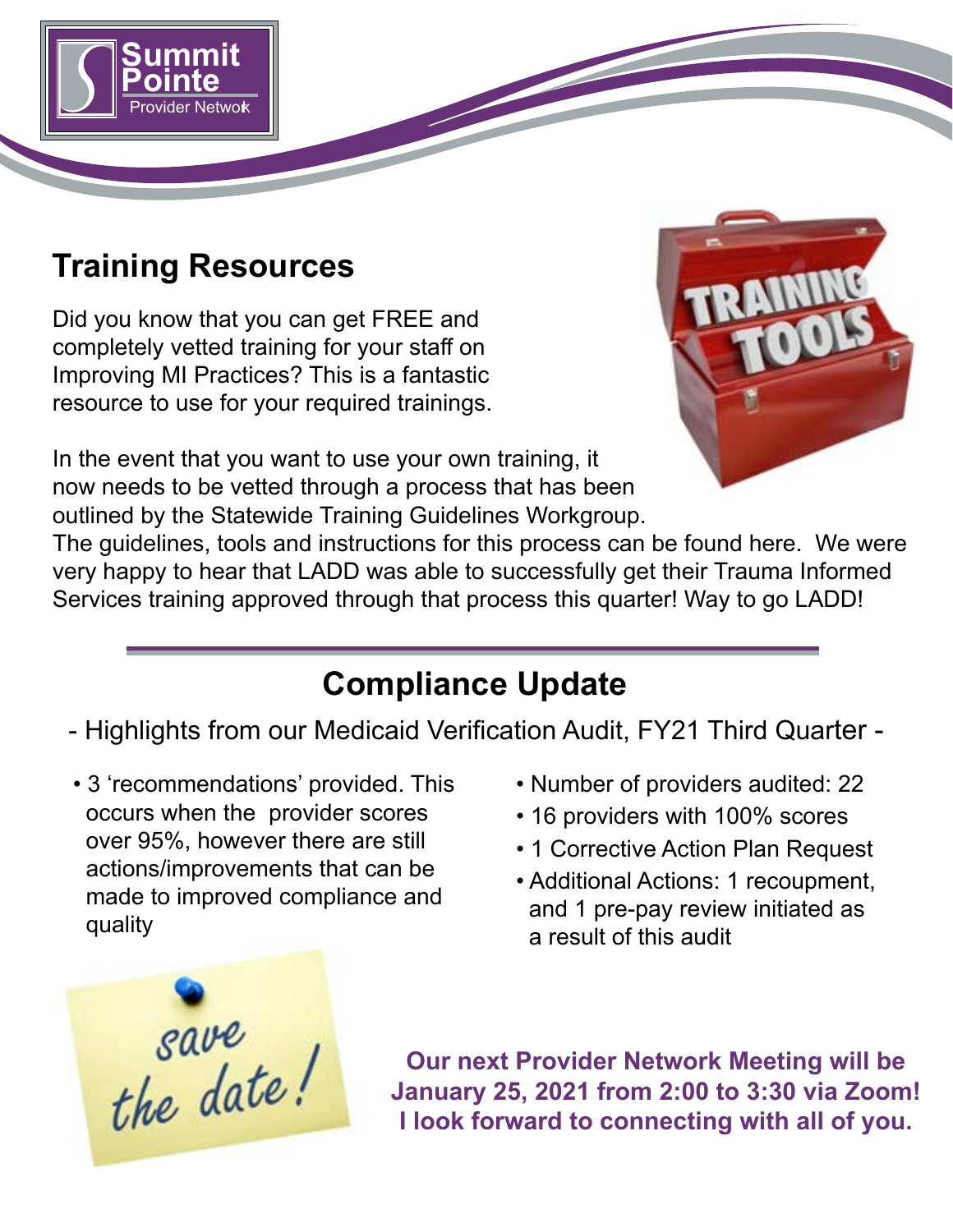## Training Resources

Did you know that you can get FREE and completely vetted training for your staff on Improving MI Practices? This is a fantastic resource to use for your required trainings.

In the event that you want to use your own training, it now needs to be vetted through a process that has been outlined by the Statewide Training Guidelines Workgroup. The guidelines, tools and instructions for this process can be found here. We were very happy to hear that LADD was able to successfully get their Trauma Informed Services training approved through that process this quarter! Way to go LADD!

## Compliance Update

- Highlights from our Medicaid Verification Audit, FY21 Third Quarter -

- 3 'recommendations' provided. This occurs when the provider scores over 95%, however there are still actions/improvements that can be made to improved compliance and quality
- Number of providers audited: 22
- 16 providers with 100% scores
- 1 Corrective Action Plan Request
- Additional Actions: 1 recoupment, and 1 pre-pay review initiated as a result of this audit

**Our next Provider Network Meeting will be January 25, 2021 from 2:00 to 3:30 via Zoom! I look forward to connecting with all of you.**